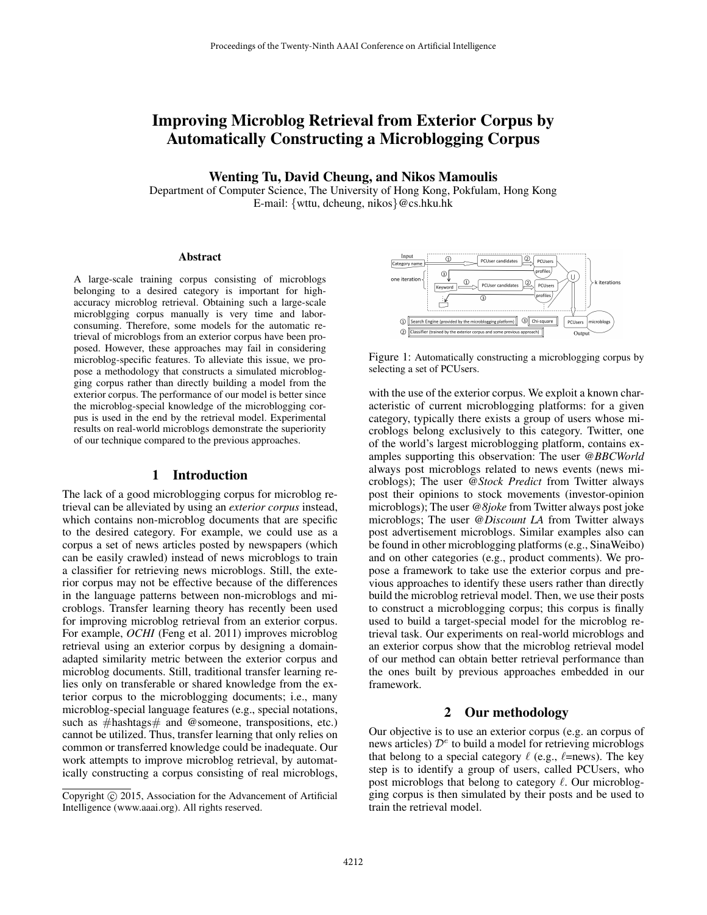# Improving Microblog Retrieval from Exterior Corpus by Automatically Constructing a Microblogging Corpus

**Wenting Tu, David Cheung, and Nikos Mamoulis**
Department of Computer Science, The University of Hong Kong, Pokfulam, Hong Kong
E-mail: {wttu, dcheung, nikos}@cs.hku.hk

## Abstract

A large-scale training corpus consisting of microblogs belonging to a desired category is important for high-accuracy microblog retrieval. Obtaining such a large-scale microblgging corpus manually is very time and labor-consuming. Therefore, some models for the automatic retrieval of microblogs from an exterior corpus have been proposed. However, these approaches may fail in considering microblog-specific features. To alleviate this issue, we propose a methodology that constructs a simulated microblogging corpus rather than directly building a model from the exterior corpus. The performance of our model is better since the microblog-special knowledge of the microblogging corpus is used in the end by the retrieval model. Experimental results on real-world microblogs demonstrate the superiority of our technique compared to the previous approaches.

## 1 Introduction

The lack of a good microblogging corpus for microblog retrieval can be alleviated by using an *exterior corpus* instead, which contains non-microblog documents that are specific to the desired category. For example, we could use as a corpus a set of news articles posted by newspapers (which can be easily crawled) instead of news microblogs to train a classifier for retrieving news microblogs. Still, the exterior corpus may not be effective because of the differences in the language patterns between non-microblogs and microblogs. Transfer learning theory has recently been used for improving microblog retrieval from an exterior corpus. For example, *OCHI* (Feng et al. 2011) improves microblog retrieval using an exterior corpus by designing a domain-adapted similarity metric between the exterior corpus and microblog documents. Still, traditional transfer learning relies only on transferable or shared knowledge from the exterior corpus to the microblogging documents; i.e., many microblog-special language features (e.g., special notations, such as #hashtags# and @someone, transpositions, etc.) cannot be utilized. Thus, transfer learning that only relies on common or transferred knowledge could be inadequate. Our work attempts to improve microblog retrieval, by automatically constructing a corpus consisting of real microblogs, with the use of the exterior corpus. We exploit a known characteristic of current microblogging platforms: for a given category, typically there exists a group of users whose microblogs belong exclusively to this category. Twitter, one of the world's largest microblogging platform, contains examples supporting this observation: The user *@BBCWorld* always post microblogs related to news events (news microblogs); The user *@Stock Predict* from Twitter always post their opinions to stock movements (investor-opinion microblogs); The user *@8joke* from Twitter always post joke microblogs; The user *@Discount LA* from Twitter always post advertisement microblogs. Similar examples also can be found in other microblogging platforms (e.g., SinaWeibo) and on other categories (e.g., product comments). We propose a framework to take use the exterior corpus and previous approaches to identify these users rather than directly build the microblog retrieval model. Then, we use their posts to construct a microblogging corpus; this corpus is finally used to build a target-special model for the microblog retrieval task. Our experiments on real-world microblogs and an exterior corpus show that the microblog retrieval model of our method can obtain better retrieval performance than the ones built by previous approaches embedded in our framework.

Figure 1: Automatically constructing a microblogging corpus by selecting a set of PCUsers.

## 2 Our methodology

Our objective is to use an exterior corpus (e.g. an corpus of news articles) $\mathcal{D}^e$ to build a model for retrieving microblogs that belong to a special category $\ell$ (e.g., $\ell$=news). The key step is to identify a group of users, called PCUsers, who post microblogs that belong to category $\ell$. Our microblogging corpus is then simulated by their posts and be used to train the retrieval model.

Copyright © 2015, Association for the Advancement of Artificial Intelligence (www.aaai.org). All rights reserved.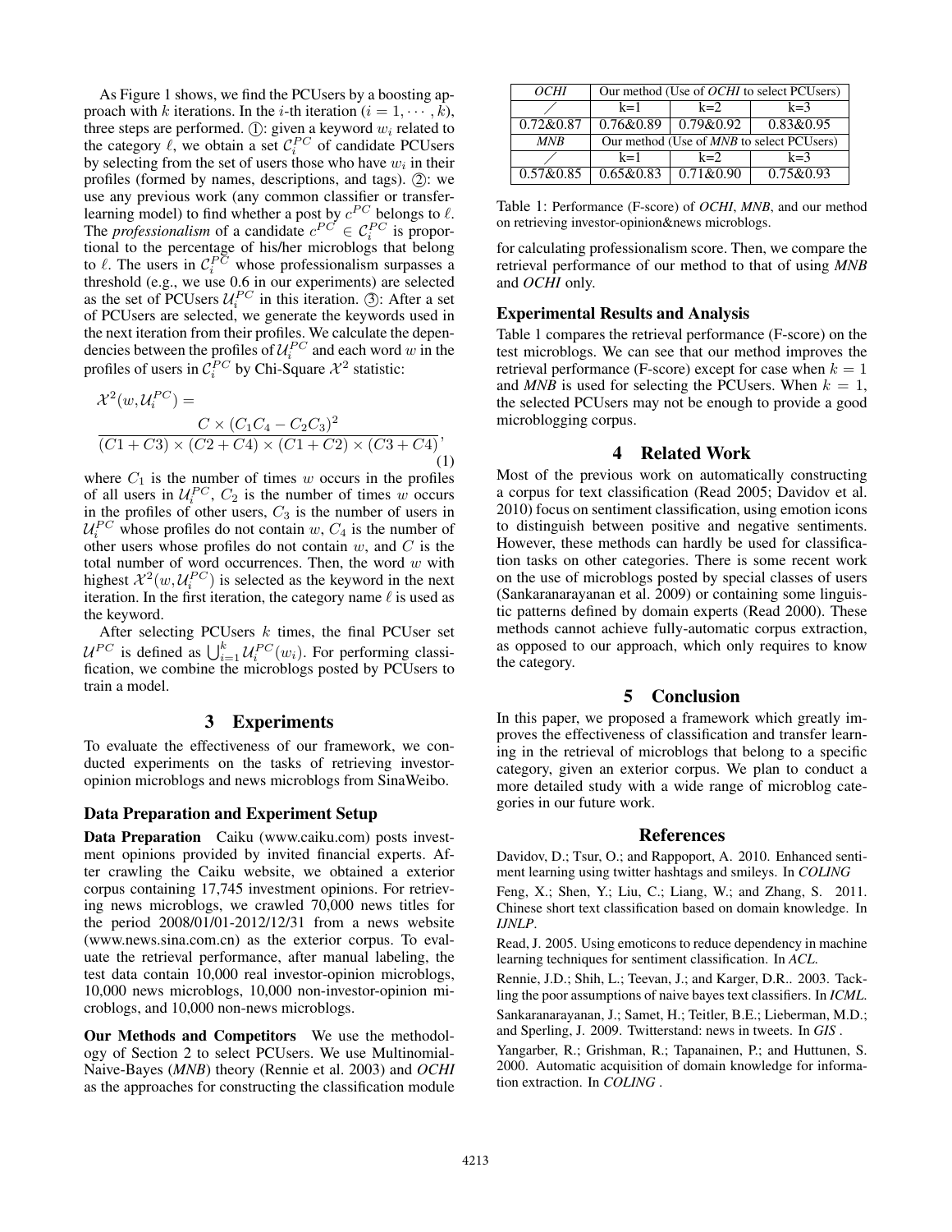As Figure 1 shows, we find the PCUsers by a boosting approach with $k$ iterations. In the $i$-th iteration ($i = 1, \cdots, k$), three steps are performed. ①: given a keyword $w_i$ related to the category $\ell$, we obtain a set $\mathcal{C}_i^{PC}$ of candidate PCUsers by selecting from the set of users those who have $w_i$ in their profiles (formed by names, descriptions, and tags). ②: we use any previous work (any common classifier or transfer-learning model) to find whether a post by $c^{PC}$ belongs to $\ell$. The *professionalism* of a candidate $c^{PC} \in \mathcal{C}_i^{PC}$ is proportional to the percentage of his/her microblogs that belong to $\ell$. The users in $\mathcal{C}_i^{PC}$ whose professionalism surpasses a threshold (e.g., we use 0.6 in our experiments) are selected as the set of PCUsers $\mathcal{U}_i^{PC}$ in this iteration. ③: After a set of PCUsers are selected, we generate the keywords used in the next iteration from their profiles. We calculate the dependencies between the profiles of $\mathcal{U}_i^{PC}$ and each word $w$ in the profiles of users in $\mathcal{C}_i^{PC}$ by Chi-Square $\mathcal{X}^2$ statistic:

$$\mathcal{X}^2(w,\mathcal{U}_i^{PC}) = \frac{C \times (C_1C_4 - C_2C_3)^2}{(C1+C3)\times(C2+C4)\times(C1+C2)\times(C3+C4)}, \quad (1)$$

where $C_1$ is the number of times $w$ occurs in the profiles of all users in $\mathcal{U}_i^{PC}$, $C_2$ is the number of times $w$ occurs in the profiles of other users, $C_3$ is the number of users in $\mathcal{U}_i^{PC}$ whose profiles do not contain $w$, $C_4$ is the number of other users whose profiles do not contain $w$, and $C$ is the total number of word occurrences. Then, the word $w$ with highest $\mathcal{X}^2(w,\mathcal{U}_i^{PC})$ is selected as the keyword in the next iteration. In the first iteration, the category name $\ell$ is used as the keyword.

After selecting PCUsers $k$ times, the final PCUser set $\mathcal{U}^{PC}$ is defined as $\bigcup_{i=1}^{k}\mathcal{U}_i^{PC}(w_i)$. For performing classification, we combine the microblogs posted by PCUsers to train a model.

## 3 Experiments

To evaluate the effectiveness of our framework, we conducted experiments on the tasks of retrieving investor-opinion microblogs and news microblogs from SinaWeibo.

### Data Preparation and Experiment Setup

**Data Preparation** Caiku (www.caiku.com) posts investment opinions provided by invited financial experts. After crawling the Caiku website, we obtained a exterior corpus containing 17,745 investment opinions. For retrieving news microblogs, we crawled 70,000 news titles for the period 2008/01/01-2012/12/31 from a news website (www.news.sina.com.cn) as the exterior corpus. To evaluate the retrieval performance, after manual labeling, the test data contain 10,000 real investor-opinion microblogs, 10,000 news microblogs, 10,000 non-investor-opinion microblogs, and 10,000 non-news microblogs.

**Our Methods and Competitors** We use the methodology of Section 2 to select PCUsers. We use Multinomial-Naive-Bayes (*MNB*) theory (Rennie et al. 2003) and *OCHI* as the approaches for constructing the classification module for calculating professionalism score. Then, we compare the retrieval performance of our method to that of using *MNB* and *OCHI* only.

| *OCHI* | Our method (Use of *OCHI* to select PCUsers) | | |
|---|---|---|---|
| / | k=1 | k=2 | k=3 |
| 0.72&0.87 | 0.76&0.89 | 0.79&0.92 | 0.83&0.95 |
| *MNB* | Our method (Use of *MNB* to select PCUsers) | | |
| / | k=1 | k=2 | k=3 |
| 0.57&0.85 | 0.65&0.83 | 0.71&0.90 | 0.75&0.93 |

Table 1: Performance (F-score) of *OCHI*, *MNB*, and our method on retrieving investor-opinion&news microblogs.

### Experimental Results and Analysis

Table 1 compares the retrieval performance (F-score) on the test microblogs. We can see that our method improves the retrieval performance (F-score) except for case when $k = 1$ and *MNB* is used for selecting the PCUsers. When $k = 1$, the selected PCUsers may not be enough to provide a good microblogging corpus.

## 4 Related Work

Most of the previous work on automatically constructing a corpus for text classification (Read 2005; Davidov et al. 2010) focus on sentiment classification, using emotion icons to distinguish between positive and negative sentiments. However, these methods can hardly be used for classification tasks on other categories. There is some recent work on the use of microblogs posted by special classes of users (Sankaranarayanan et al. 2009) or containing some linguistic patterns defined by domain experts (Read 2000). These methods cannot achieve fully-automatic corpus extraction, as opposed to our approach, which only requires to know the category.

## 5 Conclusion

In this paper, we proposed a framework which greatly improves the effectiveness of classification and transfer learning in the retrieval of microblogs that belong to a specific category, given an exterior corpus. We plan to conduct a more detailed study with a wide range of microblog categories in our future work.

## References

Davidov, D.; Tsur, O.; and Rappoport, A. 2010. Enhanced sentiment learning using twitter hashtags and smileys. In *COLING*

Feng, X.; Shen, Y.; Liu, C.; Liang, W.; and Zhang, S. 2011. Chinese short text classification based on domain knowledge. In *IJNLP*.

Read, J. 2005. Using emoticons to reduce dependency in machine learning techniques for sentiment classification. In *ACL*.

Rennie, J.D.; Shih, L.; Teevan, J.; and Karger, D.R.. 2003. Tackling the poor assumptions of naive bayes text classifiers. In *ICML*.

Sankaranarayanan, J.; Samet, H.; Teitler, B.E.; Lieberman, M.D.; and Sperling, J. 2009. Twitterstand: news in tweets. In *GIS* .

Yangarber, R.; Grishman, R.; Tapanainen, P.; and Huttunen, S. 2000. Automatic acquisition of domain knowledge for information extraction. In *COLING* .